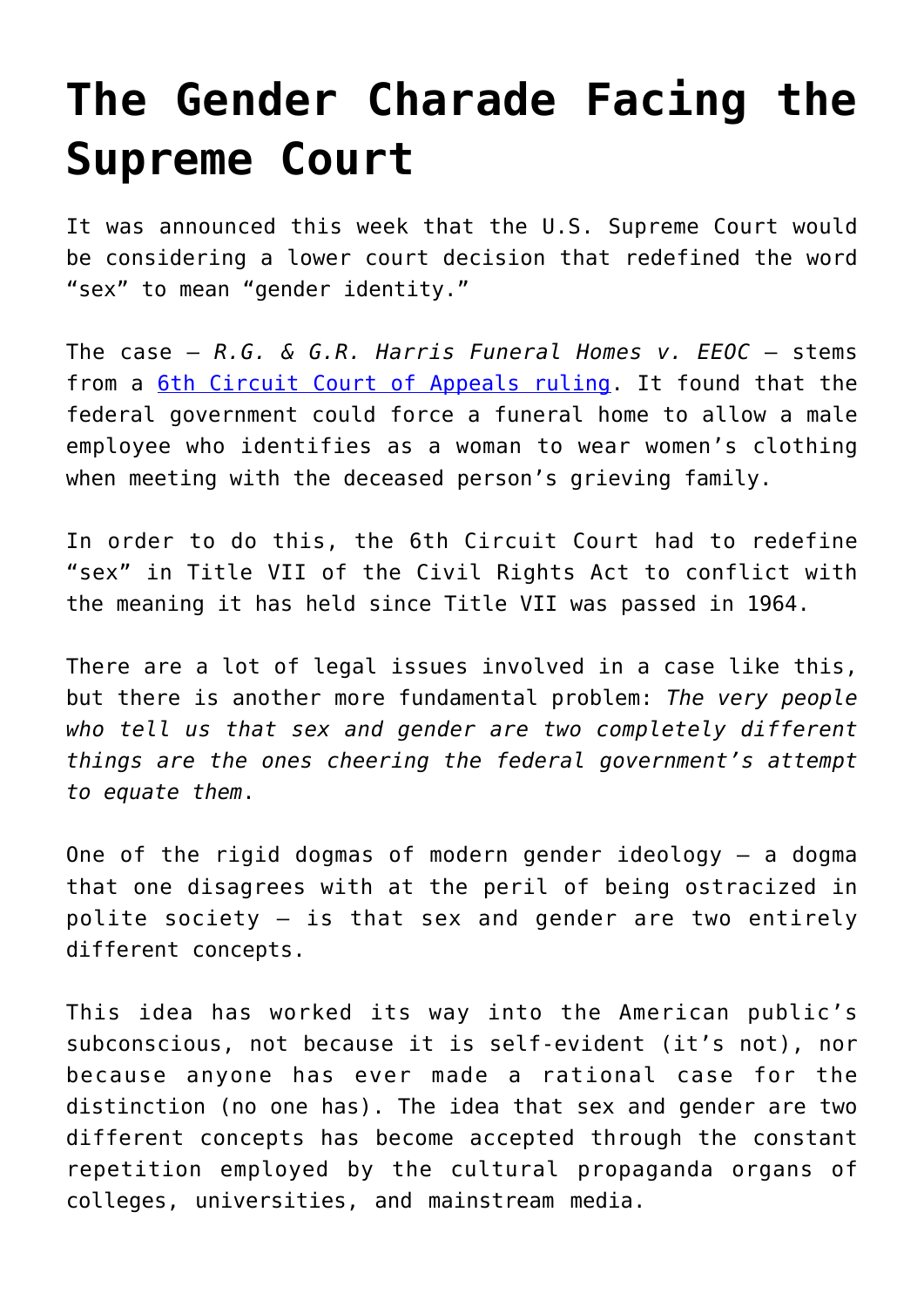# The Gender Charade Facing the Supreme Court

It was announced this week that the U.S. Supreme Court would be considering a lower court decision that redefined the word "sex" to mean "gender identity."

The case – *R.G. & G.R. Harris Funeral Homes v. EEOC* – stems from a [6th Circuit Court of Appeals ruling](). It found that the federal government could force a funeral home to allow a male employee who identifies as a woman to wear women's clothing when meeting with the deceased person's grieving family.

In order to do this, the 6th Circuit Court had to redefine "sex" in Title VII of the Civil Rights Act to conflict with the meaning it has held since Title VII was passed in 1964.

There are a lot of legal issues involved in a case like this, but there is another more fundamental problem: *The very people who tell us that sex and gender are two completely different things are the ones cheering the federal government's attempt to equate them*.

One of the rigid dogmas of modern gender ideology – a dogma that one disagrees with at the peril of being ostracized in polite society – is that sex and gender are two entirely different concepts.

This idea has worked its way into the American public's subconscious, not because it is self-evident (it's not), nor because anyone has ever made a rational case for the distinction (no one has). The idea that sex and gender are two different concepts has become accepted through the constant repetition employed by the cultural propaganda organs of colleges, universities, and mainstream media.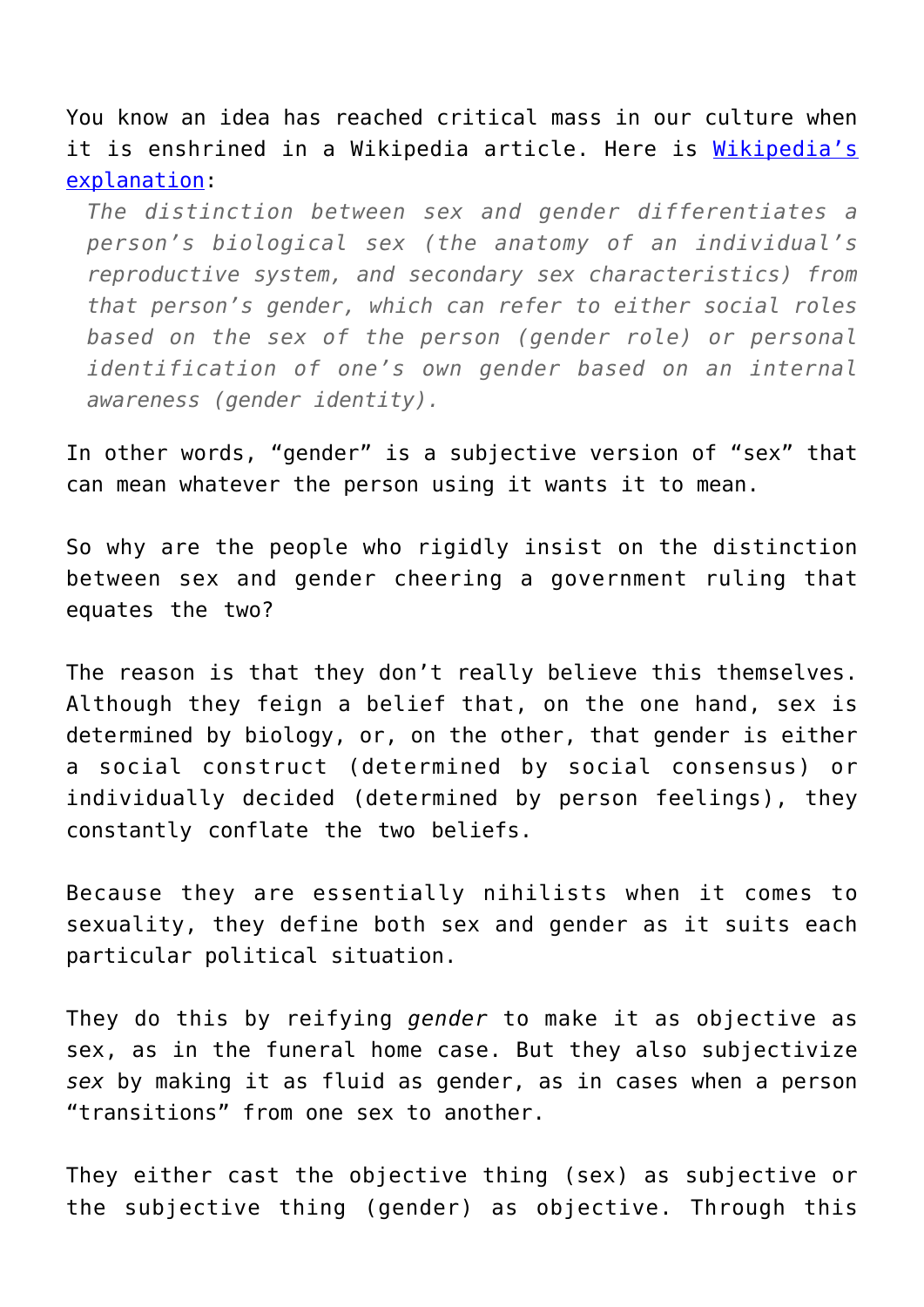You know an idea has reached critical mass in our culture when it is enshrined in a Wikipedia article. Here is [Wikipedia's explanation](#):

> *The distinction between sex and gender differentiates a person's biological sex (the anatomy of an individual's reproductive system, and secondary sex characteristics) from that person's gender, which can refer to either social roles based on the sex of the person (gender role) or personal identification of one's own gender based on an internal awareness (gender identity).*

In other words, "gender" is a subjective version of "sex" that can mean whatever the person using it wants it to mean.

So why are the people who rigidly insist on the distinction between sex and gender cheering a government ruling that equates the two?

The reason is that they don't really believe this themselves. Although they feign a belief that, on the one hand, sex is determined by biology, or, on the other, that gender is either a social construct (determined by social consensus) or individually decided (determined by person feelings), they constantly conflate the two beliefs.

Because they are essentially nihilists when it comes to sexuality, they define both sex and gender as it suits each particular political situation.

They do this by reifying *gender* to make it as objective as sex, as in the funeral home case. But they also subjectivize *sex* by making it as fluid as gender, as in cases when a person "transitions" from one sex to another.

They either cast the objective thing (sex) as subjective or the subjective thing (gender) as objective. Through this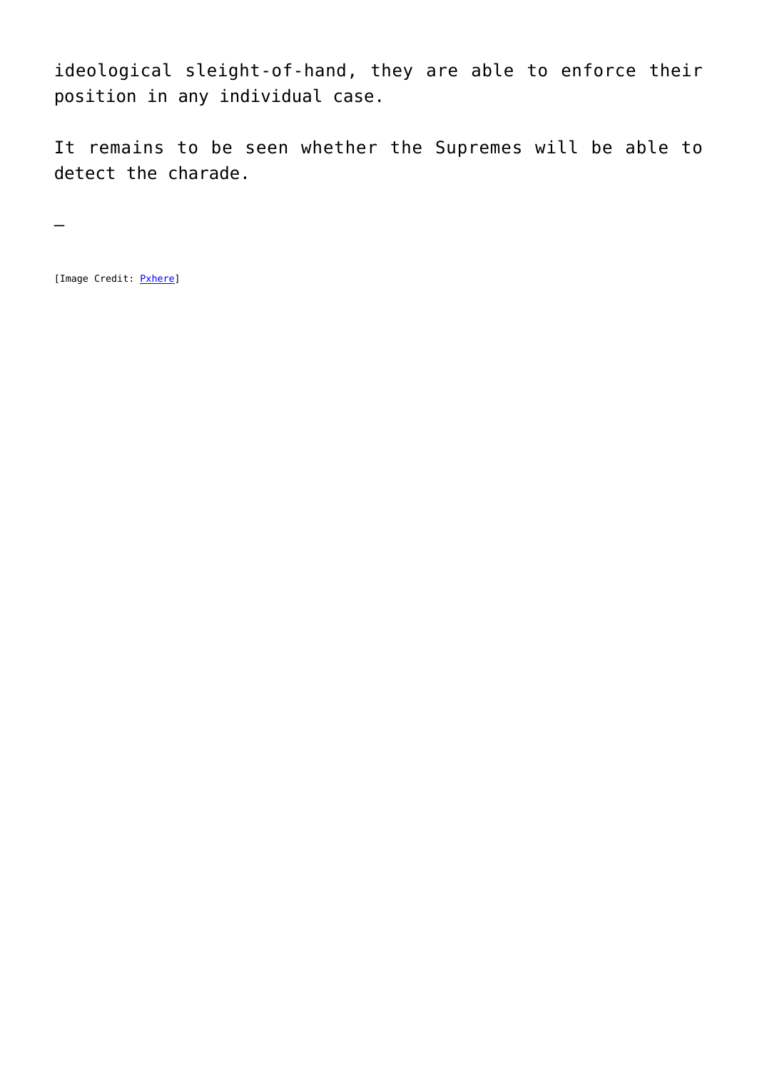ideological sleight-of-hand, they are able to enforce their position in any individual case.

It remains to be seen whether the Supremes will be able to detect the charade.

—

[Image Credit: Pxhere]